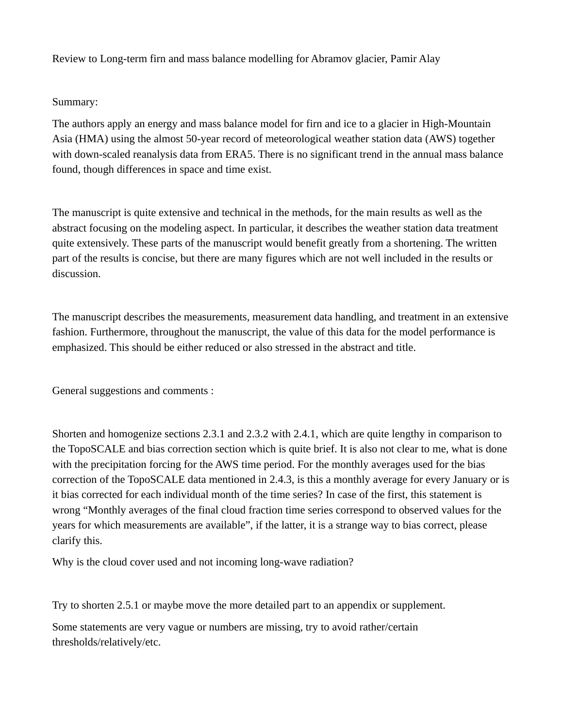Review to Long-term firn and mass balance modelling for Abramov glacier, Pamir Alay

Summary:

The authors apply an energy and mass balance model for firn and ice to a glacier in High-Mountain Asia (HMA) using the almost 50-year record of meteorological weather station data (AWS) together with down-scaled reanalysis data from ERA5. There is no significant trend in the annual mass balance found, though differences in space and time exist.

The manuscript is quite extensive and technical in the methods, for the main results as well as the abstract focusing on the modeling aspect. In particular, it describes the weather station data treatment quite extensively. These parts of the manuscript would benefit greatly from a shortening. The written part of the results is concise, but there are many figures which are not well included in the results or discussion.

The manuscript describes the measurements, measurement data handling, and treatment in an extensive fashion. Furthermore, throughout the manuscript, the value of this data for the model performance is emphasized. This should be either reduced or also stressed in the abstract and title.

General suggestions and comments :

Shorten and homogenize sections 2.3.1 and 2.3.2 with 2.4.1, which are quite lengthy in comparison to the TopoSCALE and bias correction section which is quite brief. It is also not clear to me, what is done with the precipitation forcing for the AWS time period. For the monthly averages used for the bias correction of the TopoSCALE data mentioned in 2.4.3, is this a monthly average for every January or is it bias corrected for each individual month of the time series? In case of the first, this statement is wrong “Monthly averages of the final cloud fraction time series correspond to observed values for the years for which measurements are available”, if the latter, it is a strange way to bias correct, please clarify this.

Why is the cloud cover used and not incoming long-wave radiation?

Try to shorten 2.5.1 or maybe move the more detailed part to an appendix or supplement.

Some statements are very vague or numbers are missing, try to avoid rather/certain thresholds/relatively/etc.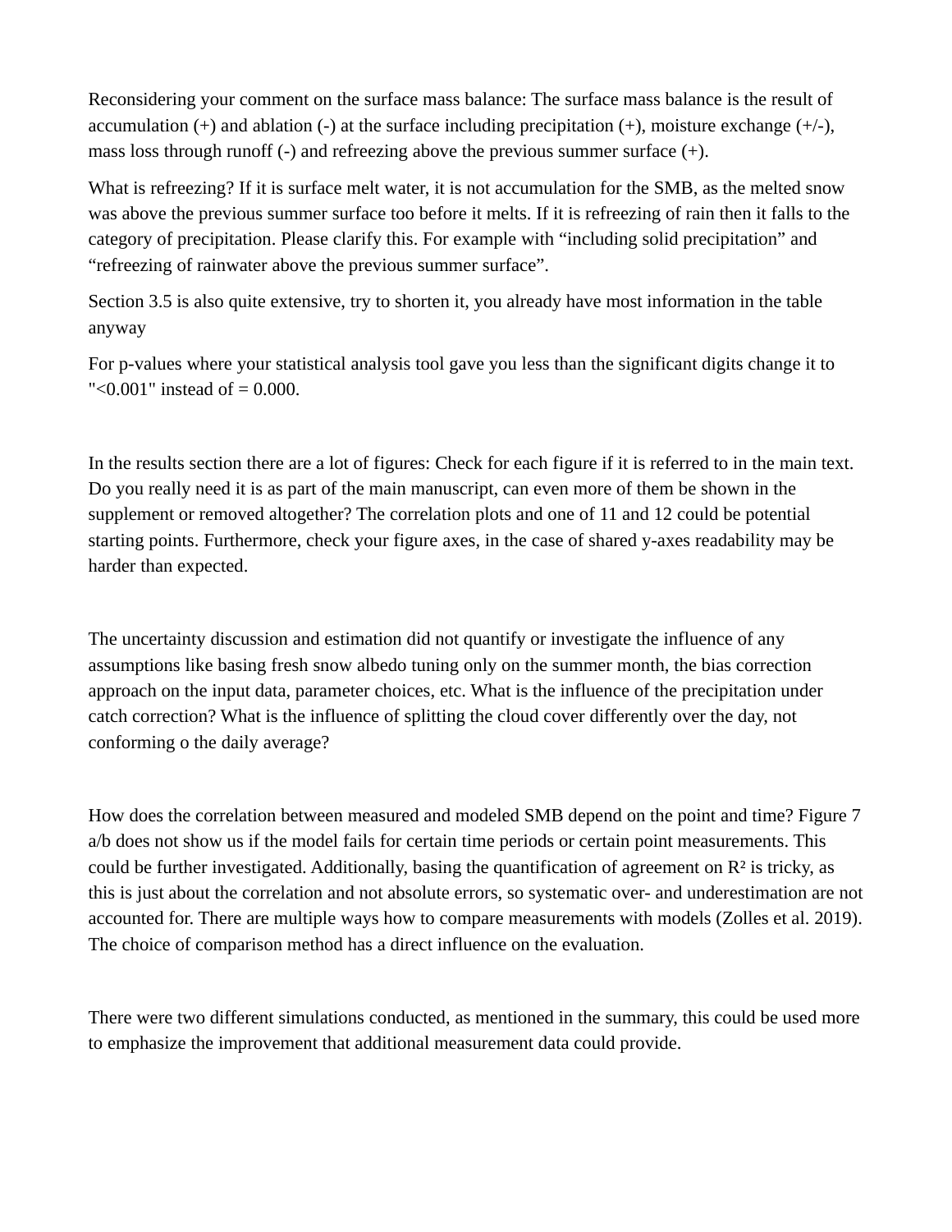Reconsidering your comment on the surface mass balance: The surface mass balance is the result of accumulation (+) and ablation (-) at the surface including precipitation (+), moisture exchange (+/-), mass loss through runoff (-) and refreezing above the previous summer surface (+).

What is refreezing? If it is surface melt water, it is not accumulation for the SMB, as the melted snow was above the previous summer surface too before it melts. If it is refreezing of rain then it falls to the category of precipitation. Please clarify this. For example with "including solid precipitation" and "refreezing of rainwater above the previous summer surface".

Section 3.5 is also quite extensive, try to shorten it, you already have most information in the table anyway

For p-values where your statistical analysis tool gave you less than the significant digits change it to "<0.001" instead of = 0.000.

In the results section there are a lot of figures: Check for each figure if it is referred to in the main text. Do you really need it is as part of the main manuscript, can even more of them be shown in the supplement or removed altogether? The correlation plots and one of 11 and 12 could be potential starting points. Furthermore, check your figure axes, in the case of shared y-axes readability may be harder than expected.

The uncertainty discussion and estimation did not quantify or investigate the influence of any assumptions like basing fresh snow albedo tuning only on the summer month, the bias correction approach on the input data, parameter choices, etc. What is the influence of the precipitation under catch correction? What is the influence of splitting the cloud cover differently over the day, not conforming o the daily average?

How does the correlation between measured and modeled SMB depend on the point and time? Figure 7 a/b does not show us if the model fails for certain time periods or certain point measurements. This could be further investigated. Additionally, basing the quantification of agreement on $R^2$ is tricky, as this is just about the correlation and not absolute errors, so systematic over- and underestimation are not accounted for. There are multiple ways how to compare measurements with models (Zolles et al. 2019). The choice of comparison method has a direct influence on the evaluation.

There were two different simulations conducted, as mentioned in the summary, this could be used more to emphasize the improvement that additional measurement data could provide.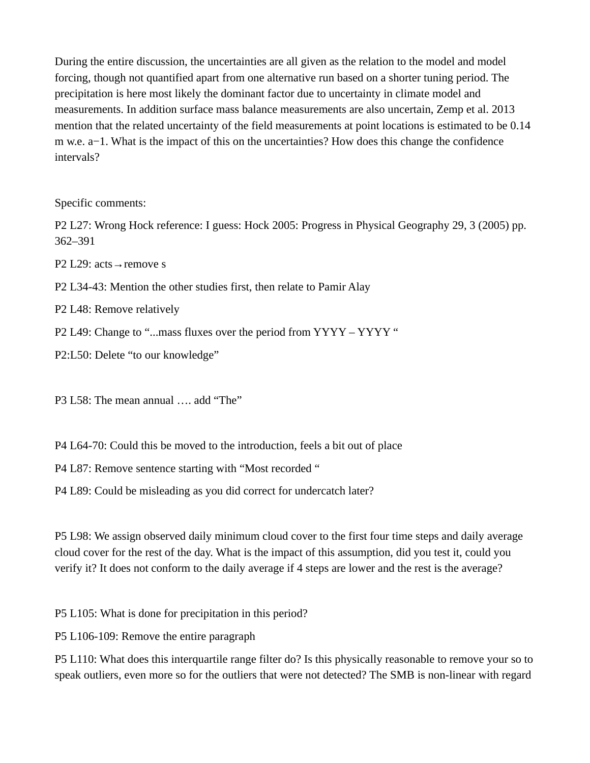During the entire discussion, the uncertainties are all given as the relation to the model and model forcing, though not quantified apart from one alternative run based on a shorter tuning period. The precipitation is here most likely the dominant factor due to uncertainty in climate model and measurements. In addition surface mass balance measurements are also uncertain, Zemp et al. 2013 mention that the related uncertainty of the field measurements at point locations is estimated to be 0.14 m w.e. $a^{-1}$. What is the impact of this on the uncertainties? How does this change the confidence intervals?

Specific comments:

P2 L27: Wrong Hock reference: I guess: Hock 2005: Progress in Physical Geography 29, 3 (2005) pp. 362–391

P2 L29: acts→remove s

P2 L34-43: Mention the other studies first, then relate to Pamir Alay

P2 L48: Remove relatively

P2 L49: Change to "...mass fluxes over the period from YYYY – YYYY "

P2:L50: Delete "to our knowledge"

P3 L58: The mean annual …. add "The"

P4 L64-70: Could this be moved to the introduction, feels a bit out of place

P4 L87: Remove sentence starting with "Most recorded "

P4 L89: Could be misleading as you did correct for undercatch later?

P5 L98: We assign observed daily minimum cloud cover to the first four time steps and daily average cloud cover for the rest of the day. What is the impact of this assumption, did you test it, could you verify it? It does not conform to the daily average if 4 steps are lower and the rest is the average?

P5 L105: What is done for precipitation in this period?

P5 L106-109: Remove the entire paragraph

P5 L110: What does this interquartile range filter do? Is this physically reasonable to remove your so to speak outliers, even more so for the outliers that were not detected? The SMB is non-linear with regard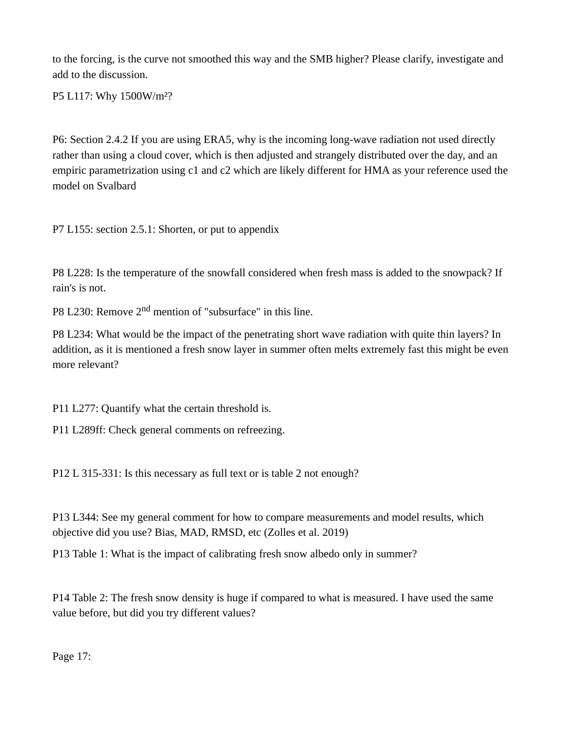to the forcing, is the curve not smoothed this way and the SMB higher? Please clarify, investigate and add to the discussion.

P5 L117: Why 1500W/m²?

P6: Section 2.4.2 If you are using ERA5, why is the incoming long-wave radiation not used directly rather than using a cloud cover, which is then adjusted and strangely distributed over the day, and an empiric parametrization using c1 and c2 which are likely different for HMA as your reference used the model on Svalbard

P7 L155: section 2.5.1: Shorten, or put to appendix

P8 L228: Is the temperature of the snowfall considered when fresh mass is added to the snowpack? If rain's is not.

P8 L230: Remove 2nd mention of "subsurface" in this line.

P8 L234: What would be the impact of the penetrating short wave radiation with quite thin layers? In addition, as it is mentioned a fresh snow layer in summer often melts extremely fast this might be even more relevant?

P11 L277: Quantify what the certain threshold is.

P11 L289ff: Check general comments on refreezing.

P12 L 315-331: Is this necessary as full text or is table 2 not enough?

P13 L344: See my general comment for how to compare measurements and model results, which objective did you use? Bias, MAD, RMSD, etc (Zolles et al. 2019)

P13 Table 1: What is the impact of calibrating fresh snow albedo only in summer?

P14 Table 2: The fresh snow density is huge if compared to what is measured. I have used the same value before, but did you try different values?

Page 17: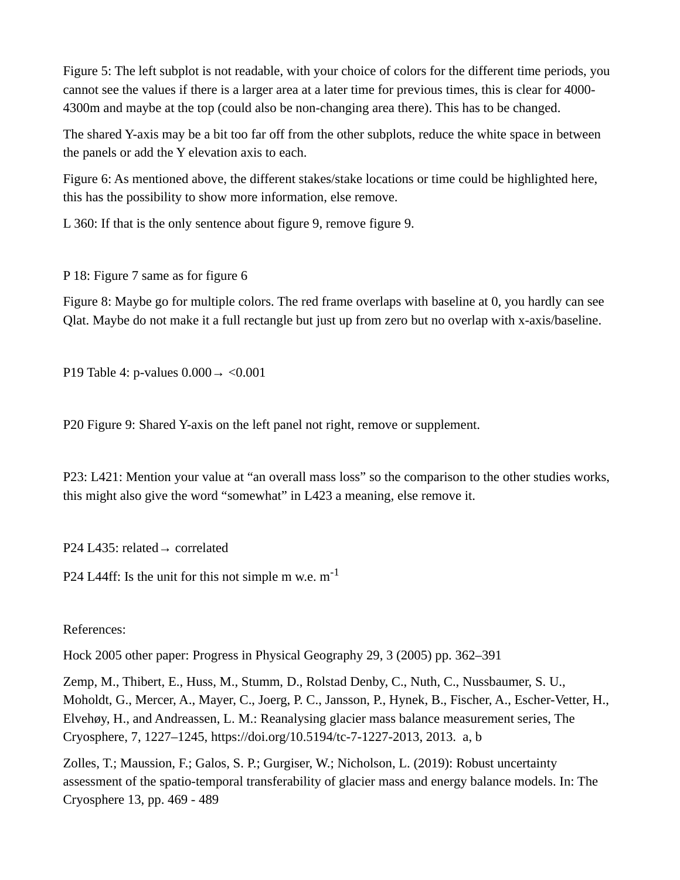Figure 5: The left subplot is not readable, with your choice of colors for the different time periods, you cannot see the values if there is a larger area at a later time for previous times, this is clear for 4000-4300m and maybe at the top (could also be non-changing area there). This has to be changed.

The shared Y-axis may be a bit too far off from the other subplots, reduce the white space in between the panels or add the Y elevation axis to each.

Figure 6: As mentioned above, the different stakes/stake locations or time could be highlighted here, this has the possibility to show more information, else remove.

L 360: If that is the only sentence about figure 9, remove figure 9.

P 18: Figure 7 same as for figure 6

Figure 8: Maybe go for multiple colors. The red frame overlaps with baseline at 0, you hardly can see Qlat. Maybe do not make it a full rectangle but just up from zero but no overlap with x-axis/baseline.

P19 Table 4: p-values 0.000 → <0.001

P20 Figure 9: Shared Y-axis on the left panel not right, remove or supplement.

P23: L421: Mention your value at "an overall mass loss" so the comparison to the other studies works, this might also give the word "somewhat" in L423 a meaning, else remove it.

P24 L435: related → correlated

P24 L44ff: Is the unit for this not simple m w.e. $m^{-1}$

References:

Hock 2005 other paper: Progress in Physical Geography 29, 3 (2005) pp. 362–391

Zemp, M., Thibert, E., Huss, M., Stumm, D., Rolstad Denby, C., Nuth, C., Nussbaumer, S. U., Moholdt, G., Mercer, A., Mayer, C., Joerg, P. C., Jansson, P., Hynek, B., Fischer, A., Escher-Vetter, H., Elvehøy, H., and Andreassen, L. M.: Reanalysing glacier mass balance measurement series, The Cryosphere, 7, 1227–1245, https://doi.org/10.5194/tc-7-1227-2013, 2013. a, b

Zolles, T.; Maussion, F.; Galos, S. P.; Gurgiser, W.; Nicholson, L. (2019): Robust uncertainty assessment of the spatio-temporal transferability of glacier mass and energy balance models. In: The Cryosphere 13, pp. 469 - 489